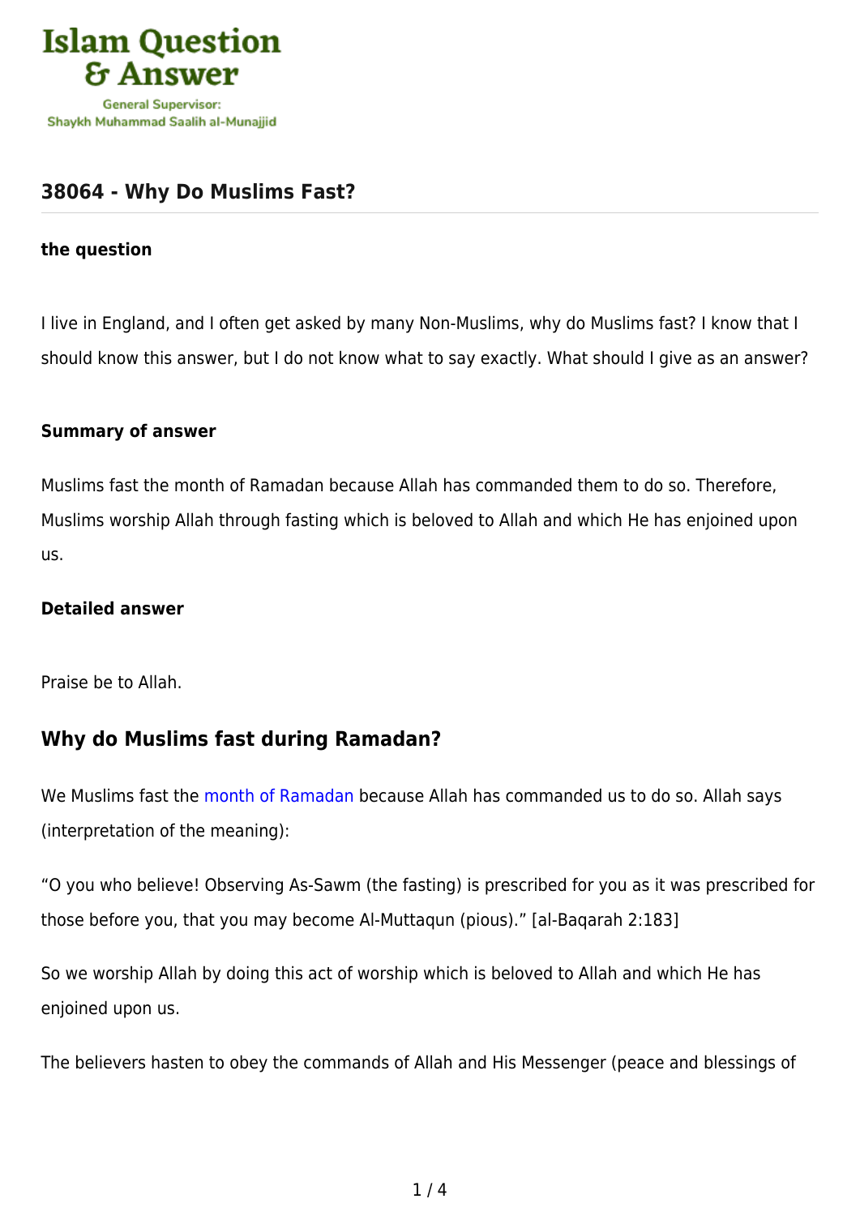# 38064 - Why Do Muslims Fast?

**the question**

I live in England, and I often get asked by many Non-Muslims, why do Muslims fast? I know that I should know this answer, but I do not know what to say exactly. What should I give as an answer?

**Summary of answer**

Muslims fast the month of Ramadan because Allah has commanded them to do so. Therefore, Muslims worship Allah through fasting which is beloved to Allah and which He has enjoined upon us.

**Detailed answer**

Praise be to Allah.

## Why do Muslims fast during Ramadan?

We Muslims fast the month of Ramadan because Allah has commanded us to do so. Allah says (interpretation of the meaning):

"O you who believe! Observing As-Sawm (the fasting) is prescribed for you as it was prescribed for those before you, that you may become Al-Muttaqun (pious)." [al-Baqarah 2:183]

So we worship Allah by doing this act of worship which is beloved to Allah and which He has enjoined upon us.

The believers hasten to obey the commands of Allah and His Messenger (peace and blessings of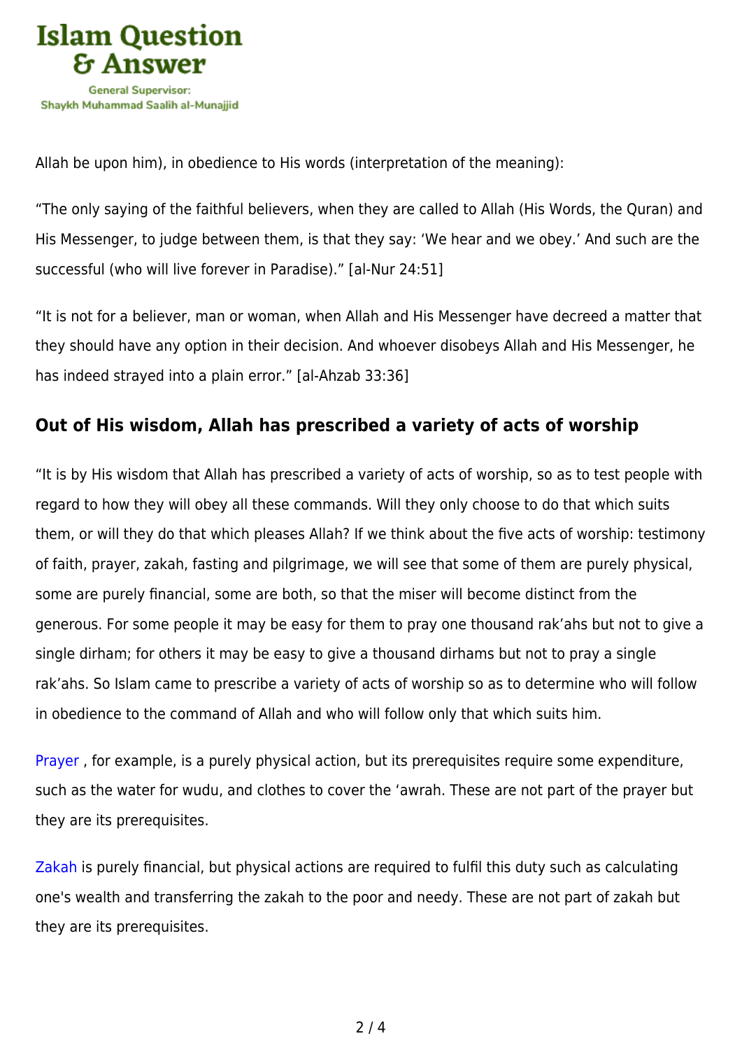Allah be upon him), in obedience to His words (interpretation of the meaning):

"The only saying of the faithful believers, when they are called to Allah (His Words, the Quran) and His Messenger, to judge between them, is that they say: 'We hear and we obey.' And such are the successful (who will live forever in Paradise)." [al-Nur 24:51]

"It is not for a believer, man or woman, when Allah and His Messenger have decreed a matter that they should have any option in their decision. And whoever disobeys Allah and His Messenger, he has indeed strayed into a plain error." [al-Ahzab 33:36]

## Out of His wisdom, Allah has prescribed a variety of acts of worship

"It is by His wisdom that Allah has prescribed a variety of acts of worship, so as to test people with regard to how they will obey all these commands. Will they only choose to do that which suits them, or will they do that which pleases Allah? If we think about the five acts of worship: testimony of faith, prayer, zakah, fasting and pilgrimage, we will see that some of them are purely physical, some are purely financial, some are both, so that the miser will become distinct from the generous. For some people it may be easy for them to pray one thousand rak'ahs but not to give a single dirham; for others it may be easy to give a thousand dirhams but not to pray a single rak'ahs. So Islam came to prescribe a variety of acts of worship so as to determine who will follow in obedience to the command of Allah and who will follow only that which suits him.

Prayer , for example, is a purely physical action, but its prerequisites require some expenditure, such as the water for wudu, and clothes to cover the 'awrah. These are not part of the prayer but they are its prerequisites.

Zakah is purely financial, but physical actions are required to fulfil this duty such as calculating one's wealth and transferring the zakah to the poor and needy. These are not part of zakah but they are its prerequisites.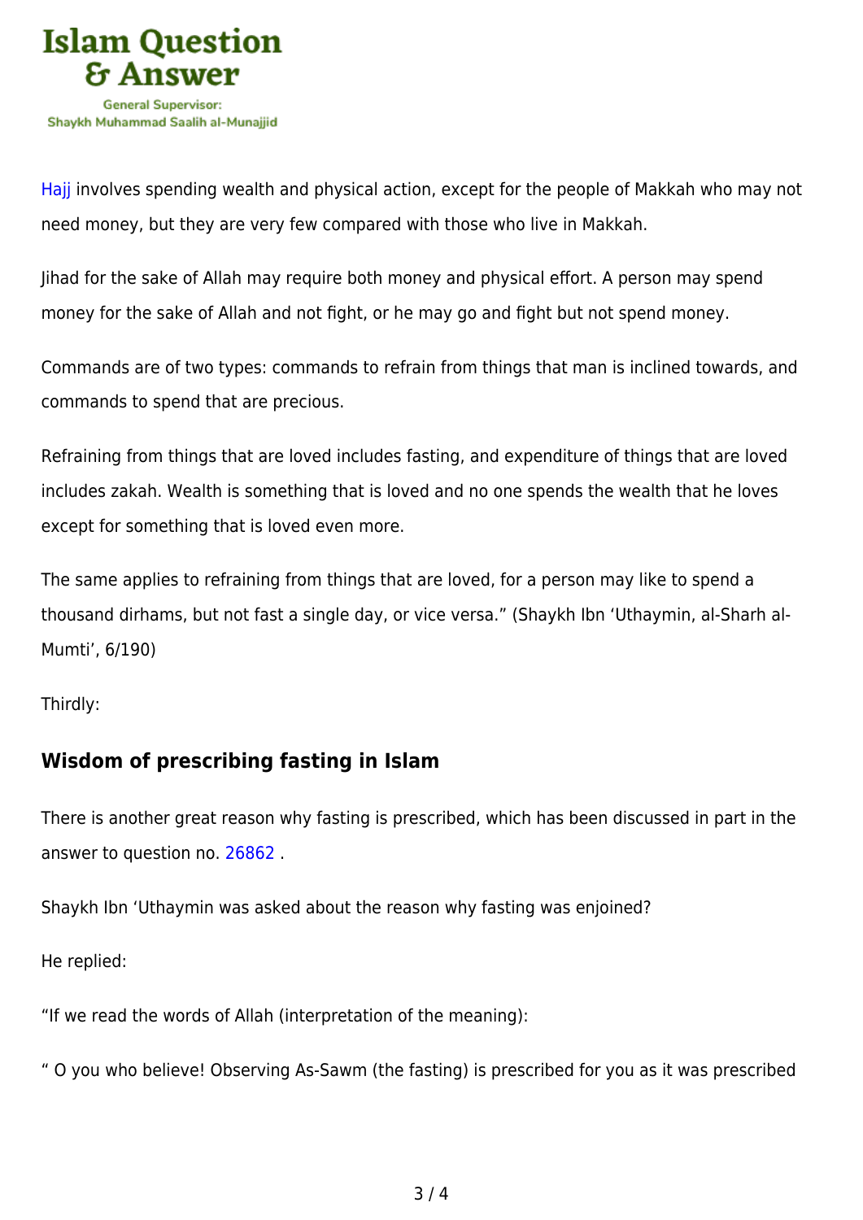Hajj involves spending wealth and physical action, except for the people of Makkah who may not need money, but they are very few compared with those who live in Makkah.

Jihad for the sake of Allah may require both money and physical effort. A person may spend money for the sake of Allah and not fight, or he may go and fight but not spend money.

Commands are of two types: commands to refrain from things that man is inclined towards, and commands to spend that are precious.

Refraining from things that are loved includes fasting, and expenditure of things that are loved includes zakah. Wealth is something that is loved and no one spends the wealth that he loves except for something that is loved even more.

The same applies to refraining from things that are loved, for a person may like to spend a thousand dirhams, but not fast a single day, or vice versa." (Shaykh Ibn 'Uthaymin, al-Sharh al-Mumti', 6/190)

Thirdly:

## Wisdom of prescribing fasting in Islam

There is another great reason why fasting is prescribed, which has been discussed in part in the answer to question no. 26862 .

Shaykh Ibn 'Uthaymin was asked about the reason why fasting was enjoined?

He replied:

"If we read the words of Allah (interpretation of the meaning):

" O you who believe! Observing As-Sawm (the fasting) is prescribed for you as it was prescribed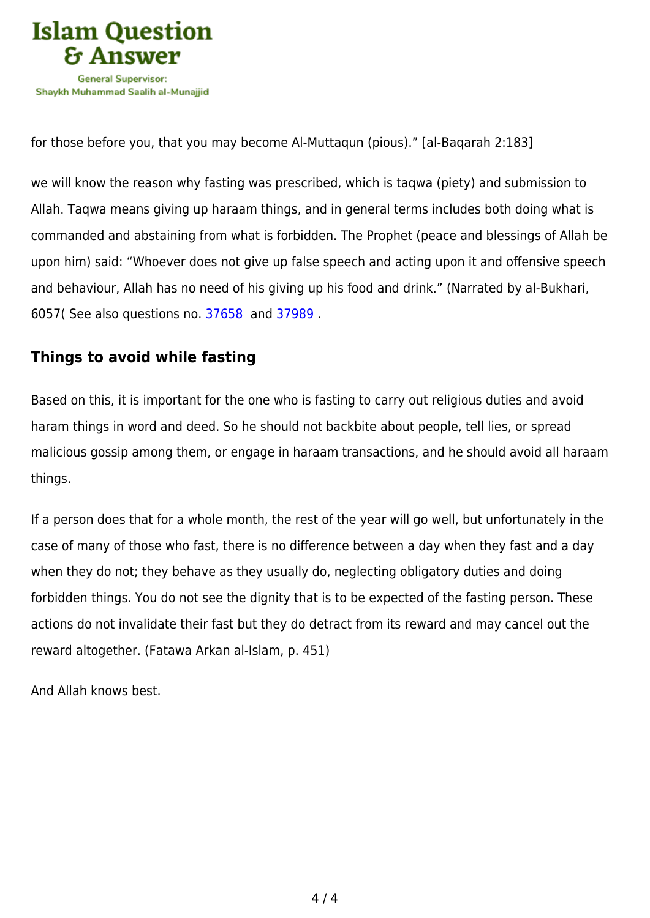for those before you, that you may become Al-Muttaqun (pious).” [al-Baqarah 2:183]

we will know the reason why fasting was prescribed, which is taqwa (piety) and submission to Allah. Taqwa means giving up haraam things, and in general terms includes both doing what is commanded and abstaining from what is forbidden. The Prophet (peace and blessings of Allah be upon him) said: “Whoever does not give up false speech and acting upon it and offensive speech and behaviour, Allah has no need of his giving up his food and drink.” (Narrated by al-Bukhari, 6057( See also questions no. 37658 and 37989 .

## Things to avoid while fasting

Based on this, it is important for the one who is fasting to carry out religious duties and avoid haram things in word and deed. So he should not backbite about people, tell lies, or spread malicious gossip among them, or engage in haraam transactions, and he should avoid all haraam things.

If a person does that for a whole month, the rest of the year will go well, but unfortunately in the case of many of those who fast, there is no difference between a day when they fast and a day when they do not; they behave as they usually do, neglecting obligatory duties and doing forbidden things. You do not see the dignity that is to be expected of the fasting person. These actions do not invalidate their fast but they do detract from its reward and may cancel out the reward altogether. (Fatawa Arkan al-Islam, p. 451)

And Allah knows best.